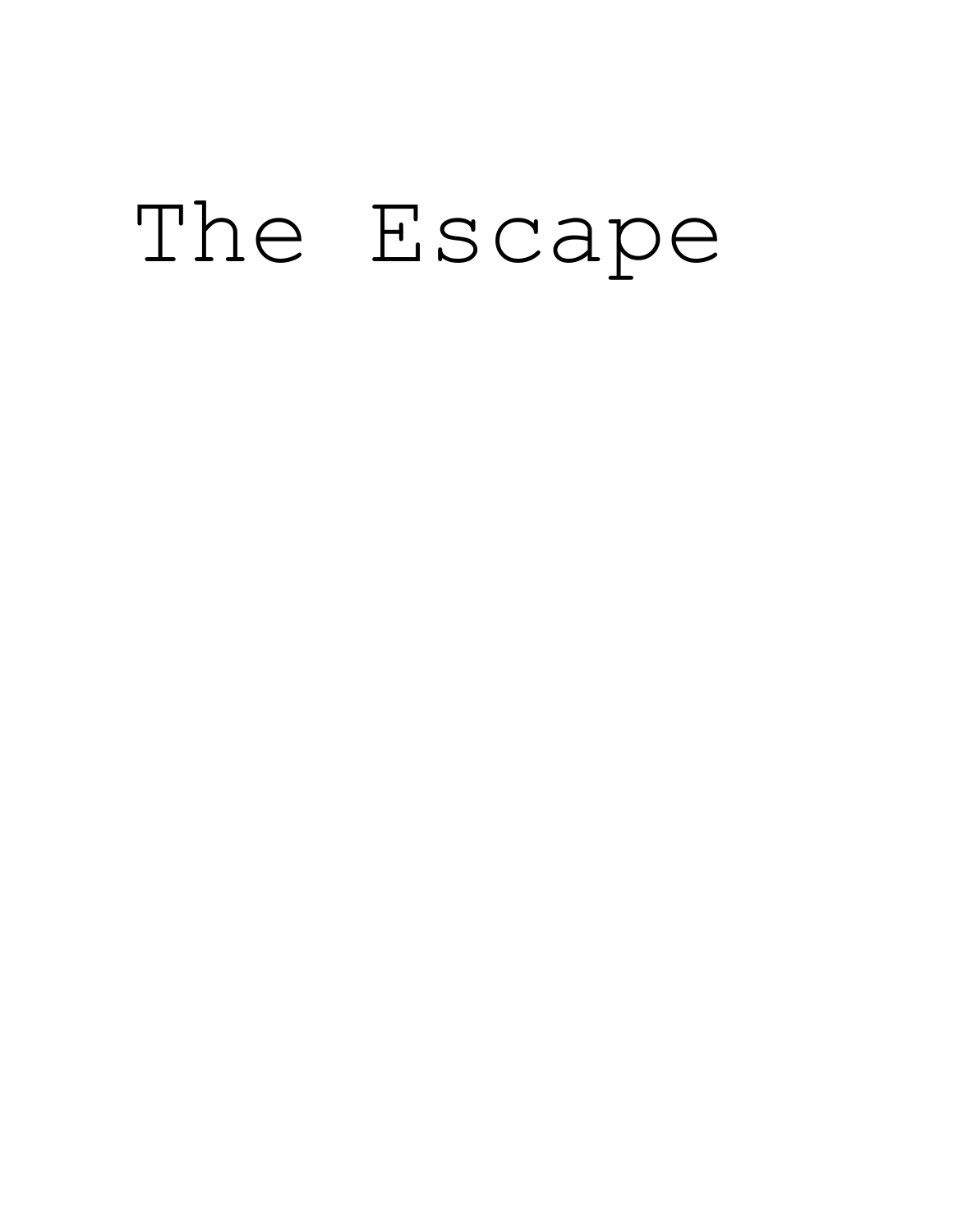# The Escape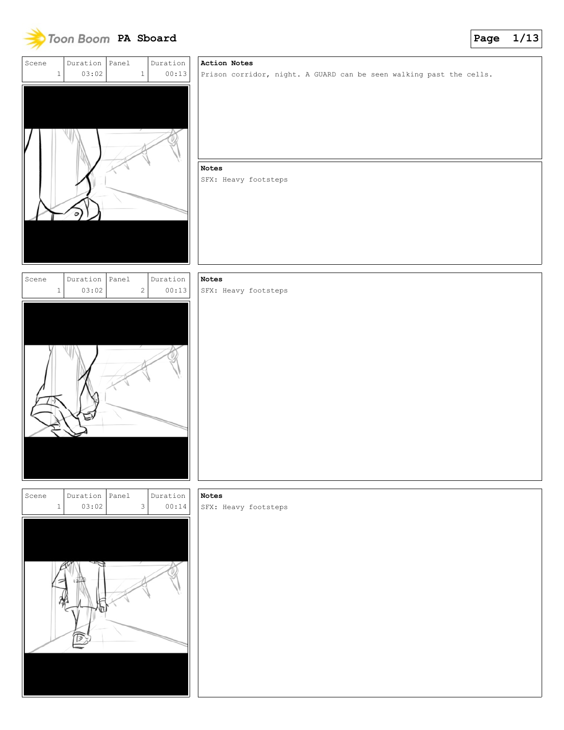# PA Sboard

| Scene | Duration | Panel | Duration |
|---|---|---|---|
| 1 | 03:02 | 1 | 00:13 |

**Action Notes**

Prison corridor, night. A GUARD can be seen walking past the cells.

**Notes**

SFX: Heavy footsteps

| Scene | Duration | Panel | Duration |
|---|---|---|---|
| 1 | 03:02 | 2 | 00:13 |

**Notes**

SFX: Heavy footsteps

| Scene | Duration | Panel | Duration |
|---|---|---|---|
| 1 | 03:02 | 3 | 00:14 |

**Notes**

SFX: Heavy footsteps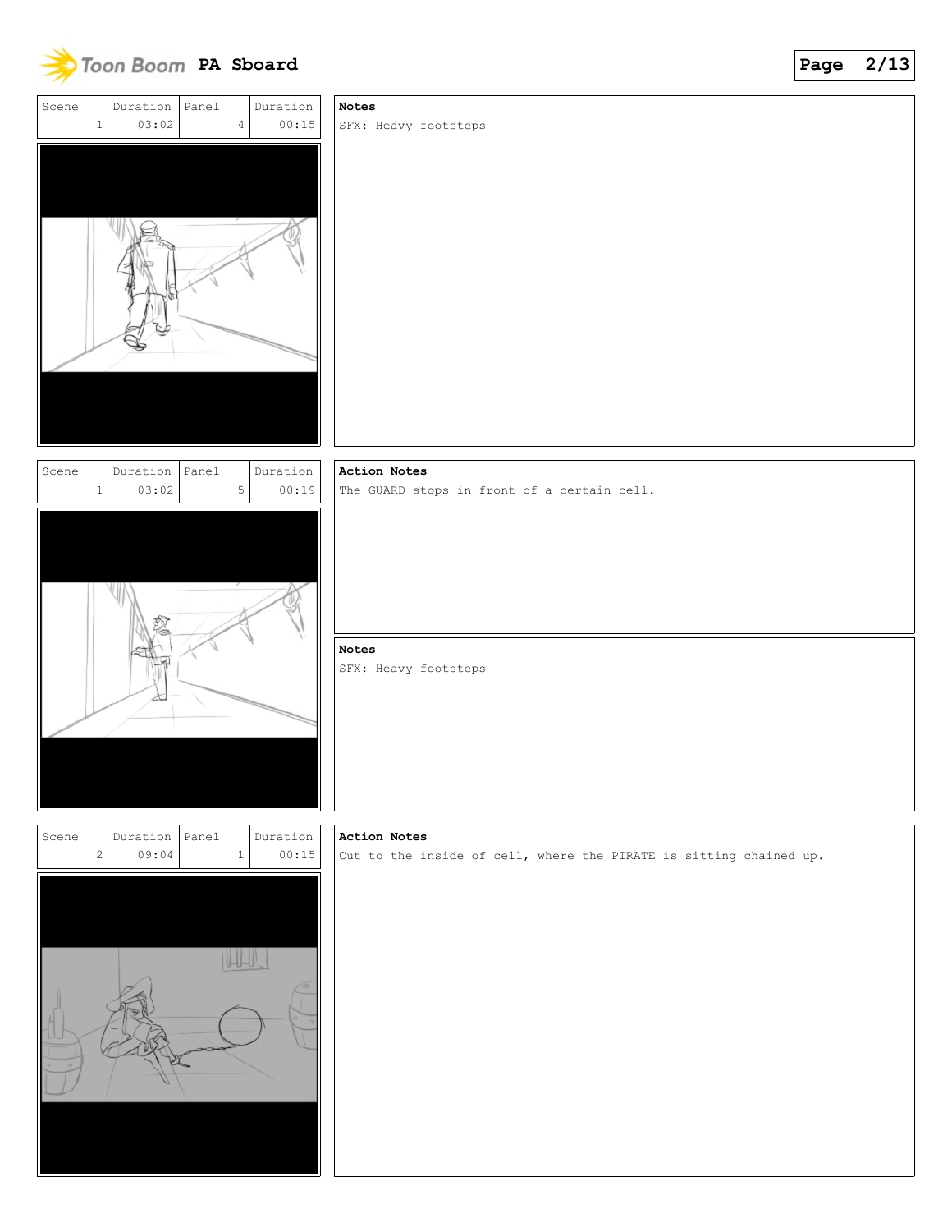| Scene | Duration | Panel | Duration |
|---|---|---|---|
| 1 | 03:02 | 4 | 00:15 |

**Notes**

SFX: Heavy footsteps

| Scene | Duration | Panel | Duration |
|---|---|---|---|
| 1 | 03:02 | 5 | 00:19 |

**Action Notes**

The GUARD stops in front of a certain cell.

**Notes**

SFX: Heavy footsteps

| Scene | Duration | Panel | Duration |
|---|---|---|---|
| 2 | 09:04 | 1 | 00:15 |

**Action Notes**

Cut to the inside of cell, where the PIRATE is sitting chained up.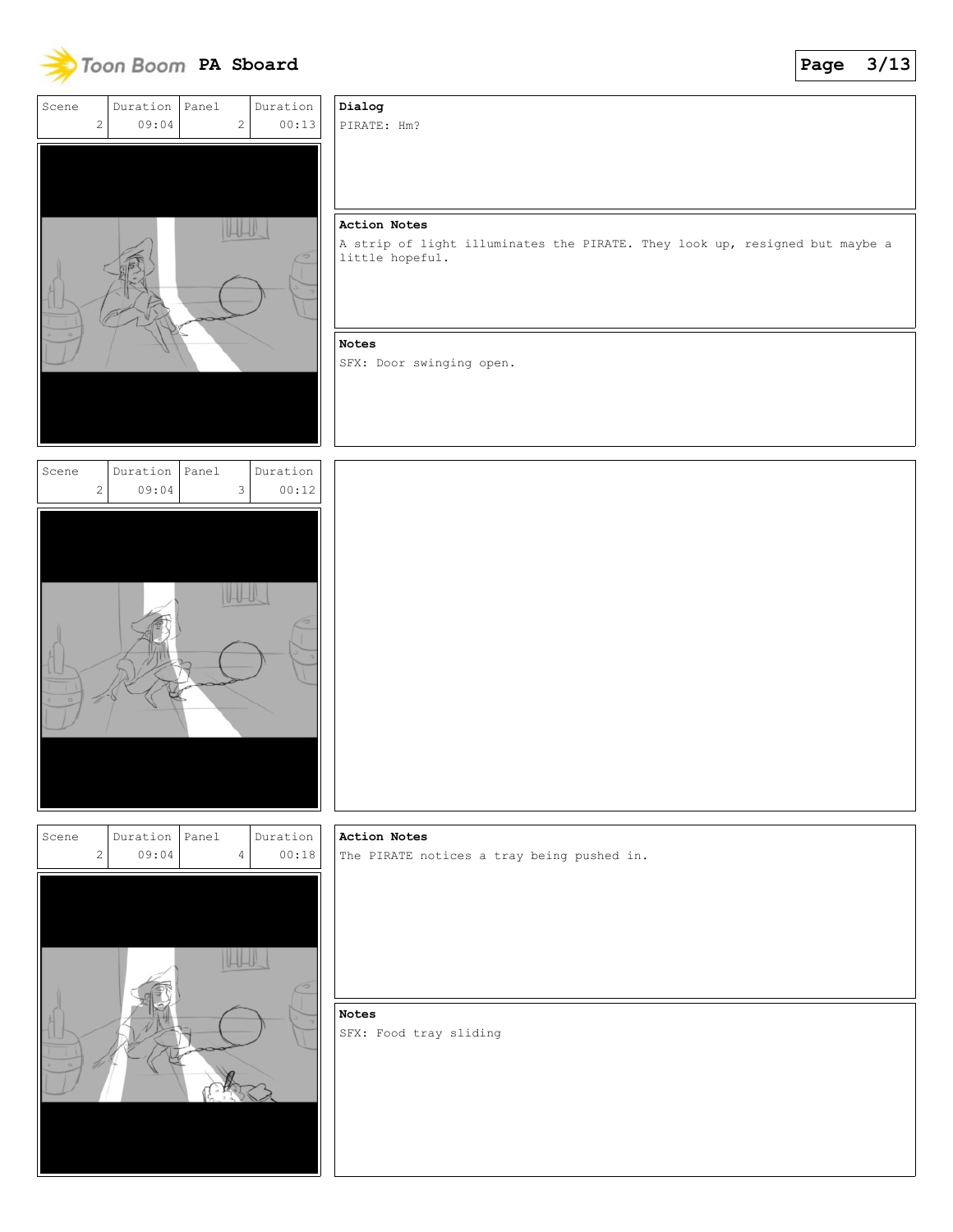| Scene | Duration | Panel | Duration |
|---|---|---|---|
| 2 | 09:04 | 2 | 00:13 |

**Dialog**

PIRATE: Hm?

**Action Notes**

A strip of light illuminates the PIRATE. They look up, resigned but maybe a little hopeful.

**Notes**

SFX: Door swinging open.

| Scene | Duration | Panel | Duration |
|---|---|---|---|
| 2 | 09:04 | 3 | 00:12 |

| Scene | Duration | Panel | Duration |
|---|---|---|---|
| 2 | 09:04 | 4 | 00:18 |

**Action Notes**

The PIRATE notices a tray being pushed in.

**Notes**

SFX: Food tray sliding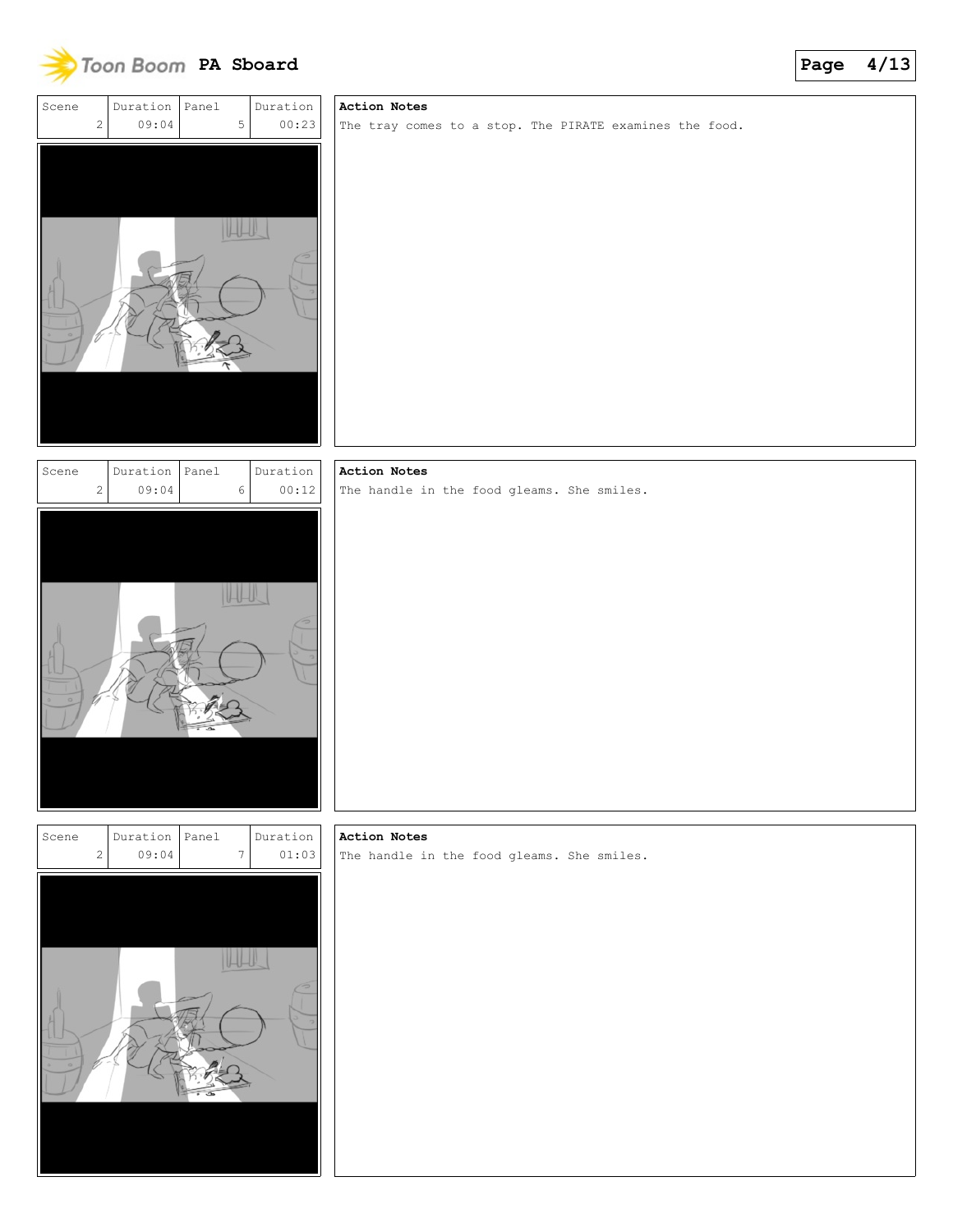| Scene | Duration | Panel | Duration |
|---|---|---|---|
| 2 | 09:04 | 5 | 00:23 |

**Action Notes**

The tray comes to a stop. The PIRATE examines the food.

| Scene | Duration | Panel | Duration |
|---|---|---|---|
| 2 | 09:04 | 6 | 00:12 |

**Action Notes**

The handle in the food gleams. She smiles.

| Scene | Duration | Panel | Duration |
|---|---|---|---|
| 2 | 09:04 | 7 | 01:03 |

**Action Notes**

The handle in the food gleams. She smiles.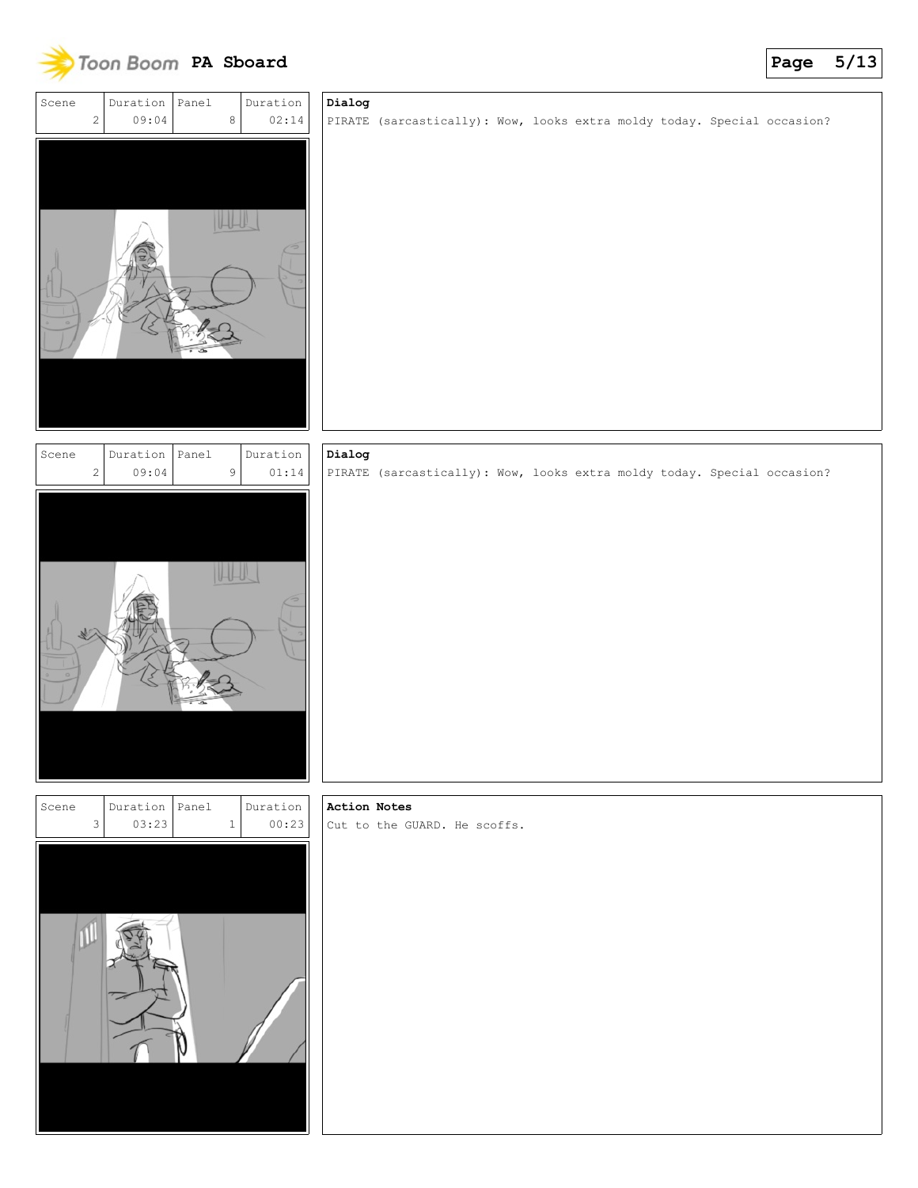| Scene | Duration | Panel | Duration |
| --- | --- | --- | --- |
| 2 | 09:04 | 8 | 02:14 |

**Dialog**

PIRATE (sarcastically): Wow, looks extra moldy today. Special occasion?

| Scene | Duration | Panel | Duration |
| --- | --- | --- | --- |
| 2 | 09:04 | 9 | 01:14 |

**Dialog**

PIRATE (sarcastically): Wow, looks extra moldy today. Special occasion?

| Scene | Duration | Panel | Duration |
| --- | --- | --- | --- |
| 3 | 03:23 | 1 | 00:23 |

**Action Notes**

Cut to the GUARD. He scoffs.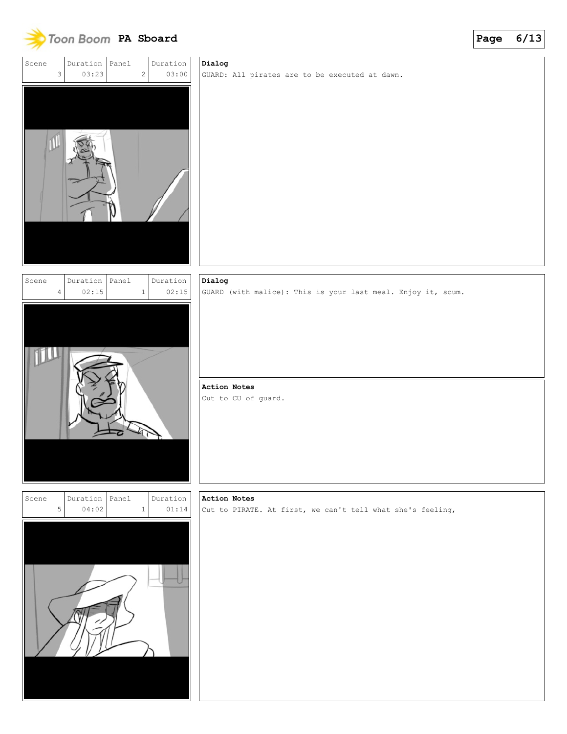| Scene | Duration | Panel | Duration |
| --- | --- | --- | --- |
| 3 | 03:23 | 2 | 03:00 |

**Dialog**
GUARD: All pirates are to be executed at dawn.

| Scene | Duration | Panel | Duration |
| --- | --- | --- | --- |
| 4 | 02:15 | 1 | 02:15 |

**Dialog**
GUARD (with malice): This is your last meal. Enjoy it, scum.

**Action Notes**
Cut to CU of guard.

| Scene | Duration | Panel | Duration |
| --- | --- | --- | --- |
| 5 | 04:02 | 1 | 01:14 |

**Action Notes**
Cut to PIRATE. At first, we can't tell what she's feeling,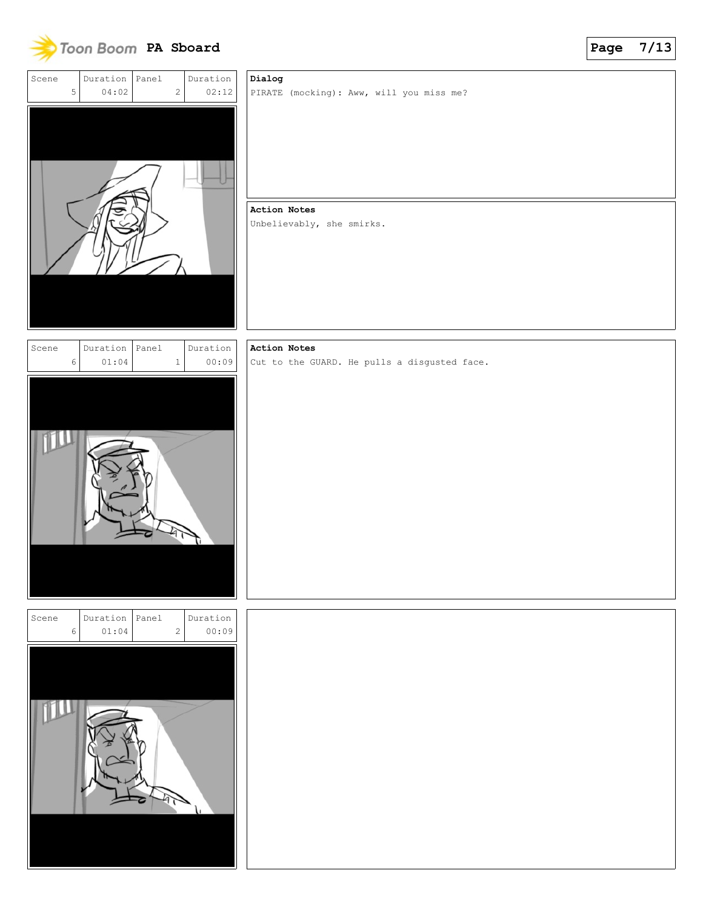| Scene | Duration | Panel | Duration |
| --- | --- | --- | --- |
| 5 | 04:02 | 2 | 02:12 |

**Dialog**

PIRATE (mocking): Aww, will you miss me?

**Action Notes**

Unbelievably, she smirks.

| Scene | Duration | Panel | Duration |
| --- | --- | --- | --- |
| 6 | 01:04 | 1 | 00:09 |

**Action Notes**

Cut to the GUARD. He pulls a disgusted face.

| Scene | Duration | Panel | Duration |
| --- | --- | --- | --- |
| 6 | 01:04 | 2 | 00:09 |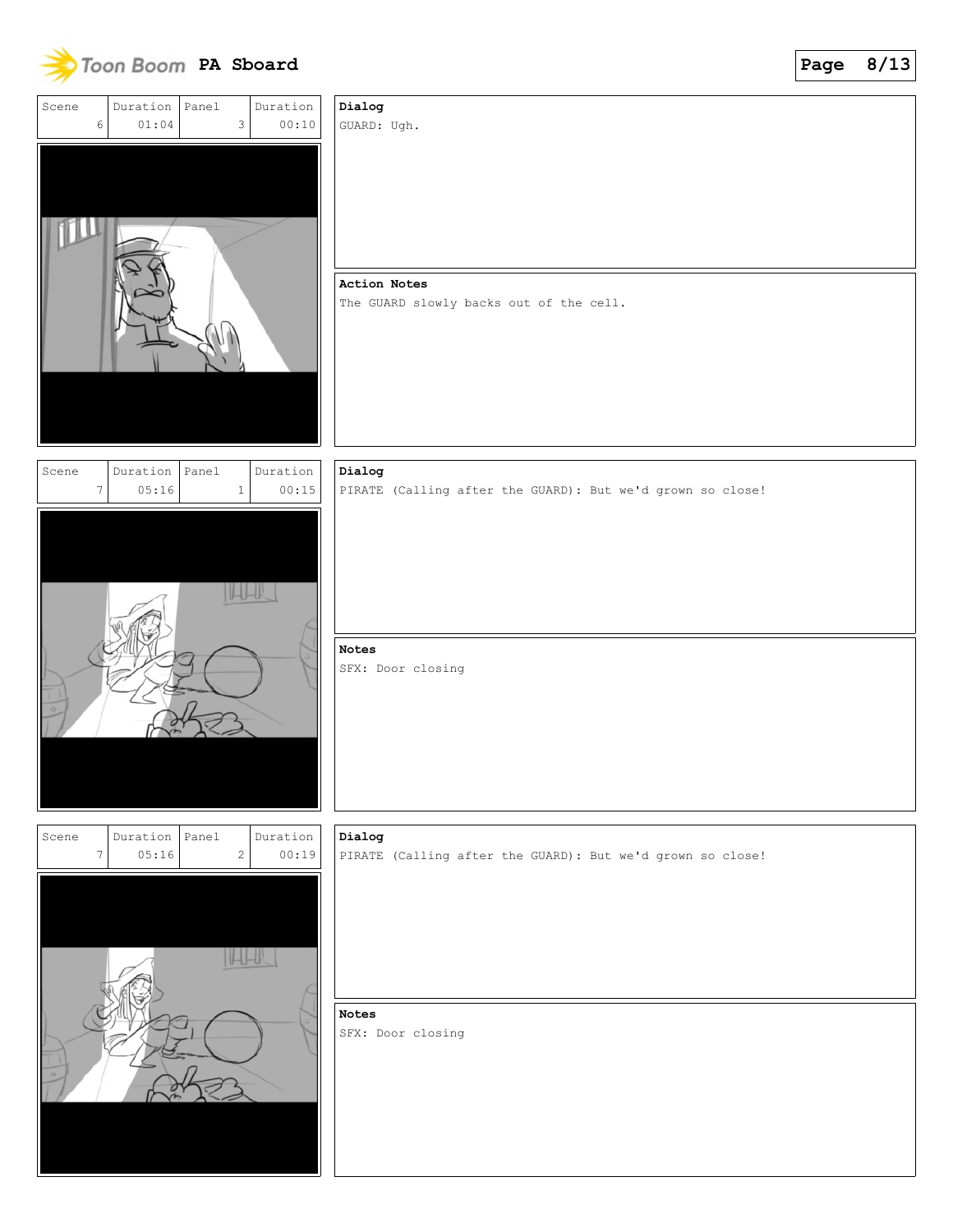| Scene | Duration | Panel | Duration |
| --- | --- | --- | --- |
| 6 | 01:04 | 3 | 00:10 |

**Dialog**

GUARD: Ugh.

**Action Notes**

The GUARD slowly backs out of the cell.

| Scene | Duration | Panel | Duration |
| --- | --- | --- | --- |
| 7 | 05:16 | 1 | 00:15 |

**Dialog**

PIRATE (Calling after the GUARD): But we'd grown so close!

**Notes**

SFX: Door closing

| Scene | Duration | Panel | Duration |
| --- | --- | --- | --- |
| 7 | 05:16 | 2 | 00:19 |

**Dialog**

PIRATE (Calling after the GUARD): But we'd grown so close!

**Notes**

SFX: Door closing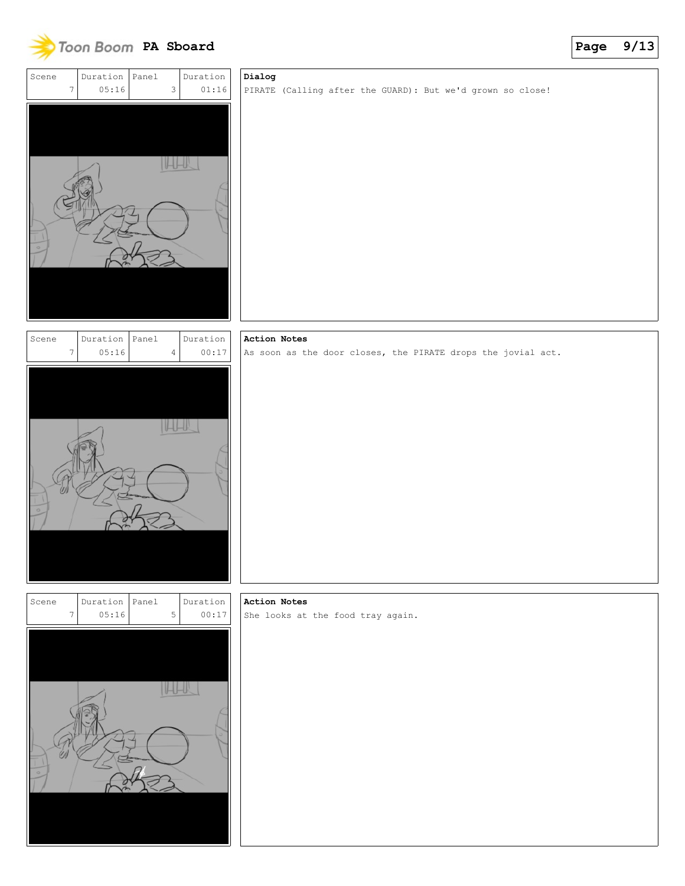| Scene | Duration | Panel | Duration |
| --- | --- | --- | --- |
| 7 | 05:16 | 3 | 01:16 |

**Dialog**

PIRATE (Calling after the GUARD): But we'd grown so close!

| Scene | Duration | Panel | Duration |
| --- | --- | --- | --- |
| 7 | 05:16 | 4 | 00:17 |

**Action Notes**

As soon as the door closes, the PIRATE drops the jovial act.

| Scene | Duration | Panel | Duration |
| --- | --- | --- | --- |
| 7 | 05:16 | 5 | 00:17 |

**Action Notes**

She looks at the food tray again.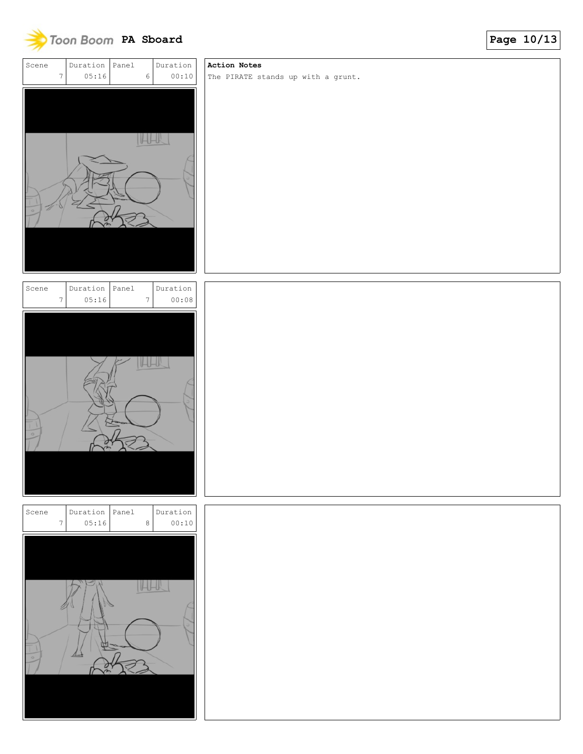**PA Sboard**

| Scene | Duration | Panel | Duration |
| --- | --- | --- | --- |
| 7 | 05:16 | 6 | 00:10 |

**Action Notes**

The PIRATE stands up with a grunt.

| Scene | Duration | Panel | Duration |
| --- | --- | --- | --- |
| 7 | 05:16 | 7 | 00:08 |

| Scene | Duration | Panel | Duration |
| --- | --- | --- | --- |
| 7 | 05:16 | 8 | 00:10 |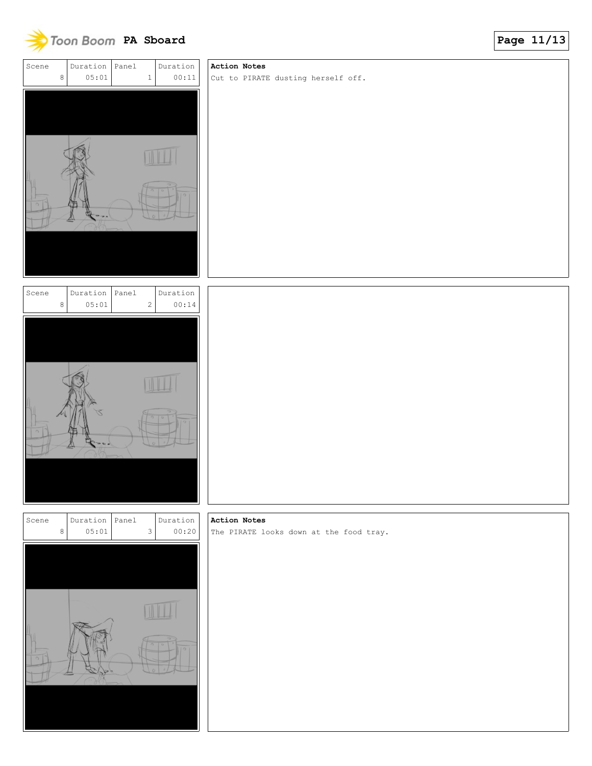| Scene | Duration | Panel | Duration |
| --- | --- | --- | --- |
| 8 | 05:01 | 1 | 00:11 |

**Action Notes**

Cut to PIRATE dusting herself off.

| Scene | Duration | Panel | Duration |
| --- | --- | --- | --- |
| 8 | 05:01 | 2 | 00:14 |

| Scene | Duration | Panel | Duration |
| --- | --- | --- | --- |
| 8 | 05:01 | 3 | 00:20 |

**Action Notes**

The PIRATE looks down at the food tray.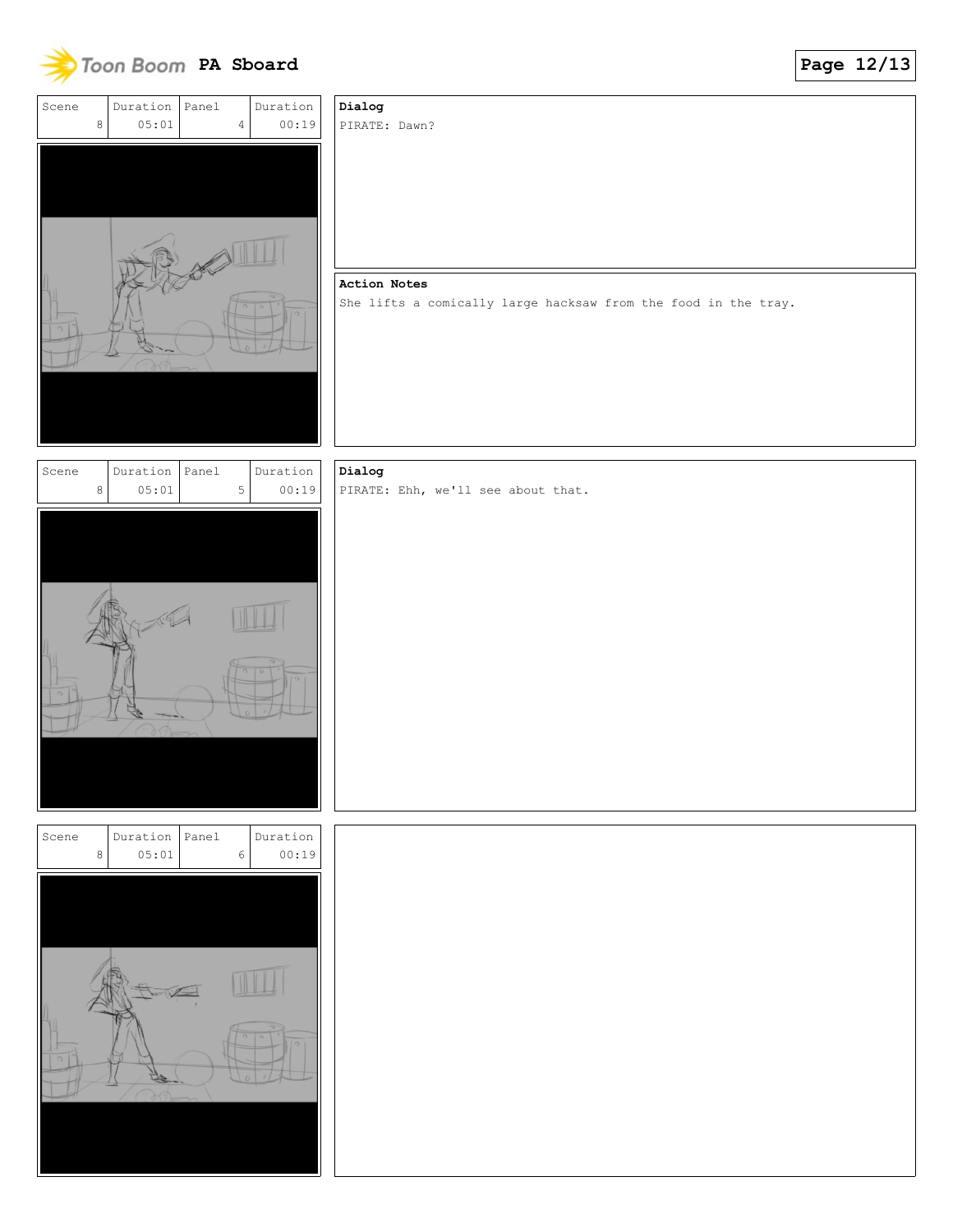**PA Sboard**

| Scene | Duration | Panel | Duration |
| --- | --- | --- | --- |
| 8 | 05:01 | 4 | 00:19 |

**Dialog**

PIRATE: Dawn?

**Action Notes**

She lifts a comically large hacksaw from the food in the tray.

| Scene | Duration | Panel | Duration |
| --- | --- | --- | --- |
| 8 | 05:01 | 5 | 00:19 |

**Dialog**

PIRATE: Ehh, we'll see about that.

| Scene | Duration | Panel | Duration |
| --- | --- | --- | --- |
| 8 | 05:01 | 6 | 00:19 |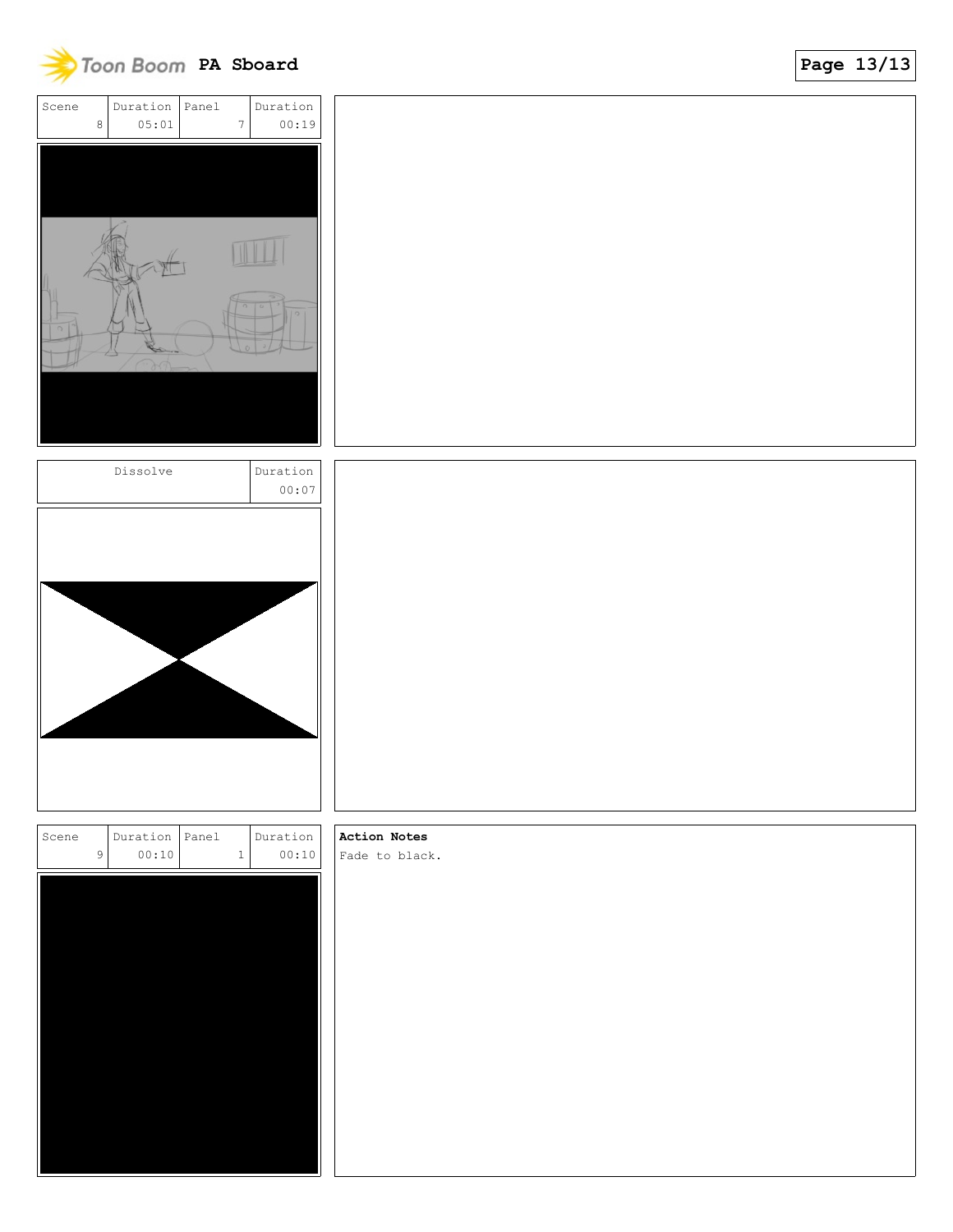**Toon Boom PA Sboard**

| Scene | Duration | Panel | Duration |
|---|---|---|---|
| 8 | 05:01 | 7 | 00:19 |

| Dissolve | Duration |
|---|---|
| | 00:07 |

| Scene | Duration | Panel | Duration |
|---|---|---|---|
| 9 | 00:10 | 1 | 00:10 |

**Action Notes**

Fade to black.